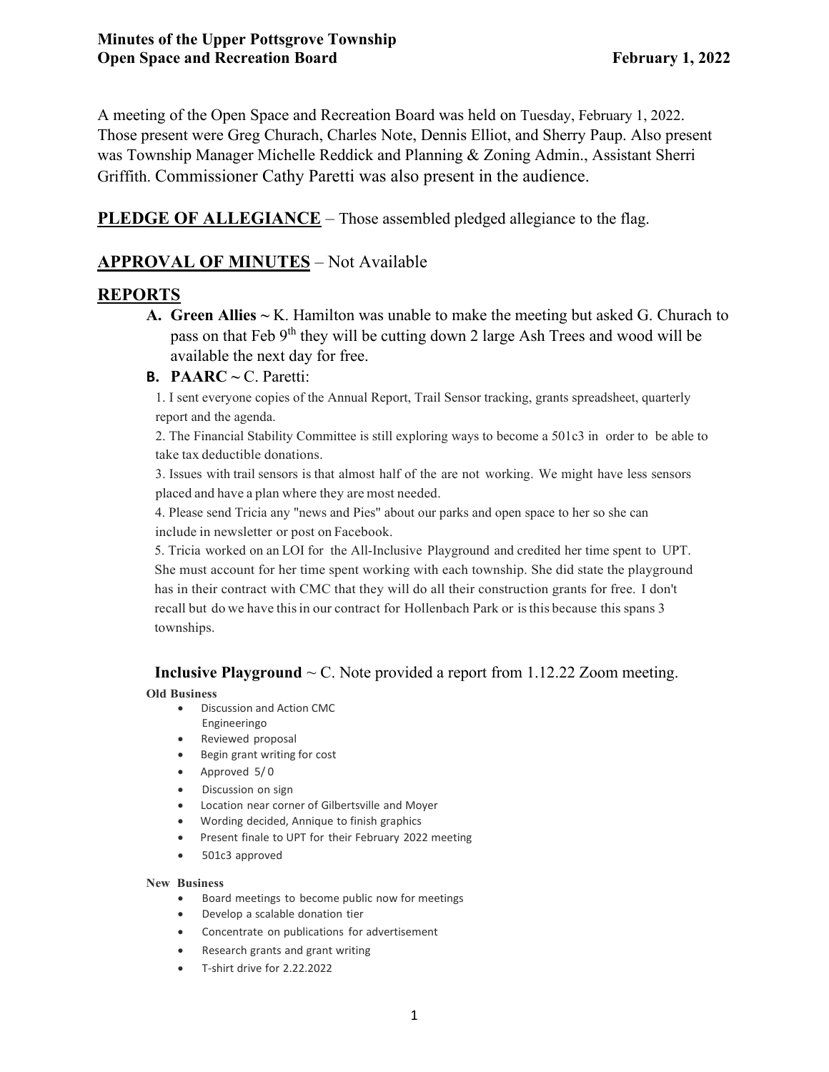# Minutes of the Upper Pottsgrove Township Open Space and Recreation Board

**February 1, 2022**

A meeting of the Open Space and Recreation Board was held on Tuesday, February 1, 2022. Those present were Greg Churach, Charles Note, Dennis Elliot, and Sherry Paup. Also present was Township Manager Michelle Reddick and Planning & Zoning Admin., Assistant Sherri Griffith. Commissioner Cathy Paretti was also present in the audience.

## PLEDGE OF ALLEGIANCE

– Those assembled pledged allegiance to the flag.

## APPROVAL OF MINUTES

– Not Available

## REPORTS

**A. Green Allies ~** K. Hamilton was unable to make the meeting but asked G. Churach to pass on that Feb 9th they will be cutting down 2 large Ash Trees and wood will be available the next day for free.

**B. PAARC ~** C. Paretti:

1. I sent everyone copies of the Annual Report, Trail Sensor tracking, grants spreadsheet, quarterly report and the agenda.
2. The Financial Stability Committee is still exploring ways to become a 501c3 in order to be able to take tax deductible donations.
3. Issues with trail sensors is that almost half of the are not working. We might have less sensors placed and have a plan where they are most needed.
4. Please send Tricia any "news and Pies" about our parks and open space to her so she can include in newsletter or post on Facebook.
5. Tricia worked on an LOI for the All-Inclusive Playground and credited her time spent to UPT. She must account for her time spent working with each township. She did state the playground has in their contract with CMC that they will do all their construction grants for free. I don't recall but do we have this in our contract for Hollenbach Park or is this because this spans 3 townships.

**Inclusive Playground** ~ C. Note provided a report from 1.12.22 Zoom meeting.

**Old Business**

- Discussion and Action CMC Engineeringo
- Reviewed proposal
- Begin grant writing for cost
- Approved 5/ 0
- Discussion on sign
- Location near corner of Gilbertsville and Moyer
- Wording decided, Annique to finish graphics
- Present finale to UPT for their February 2022 meeting
- 501c3 approved

**New Business**

- Board meetings to become public now for meetings
- Develop a scalable donation tier
- Concentrate on publications for advertisement
- Research grants and grant writing
- T-shirt drive for 2.22.2022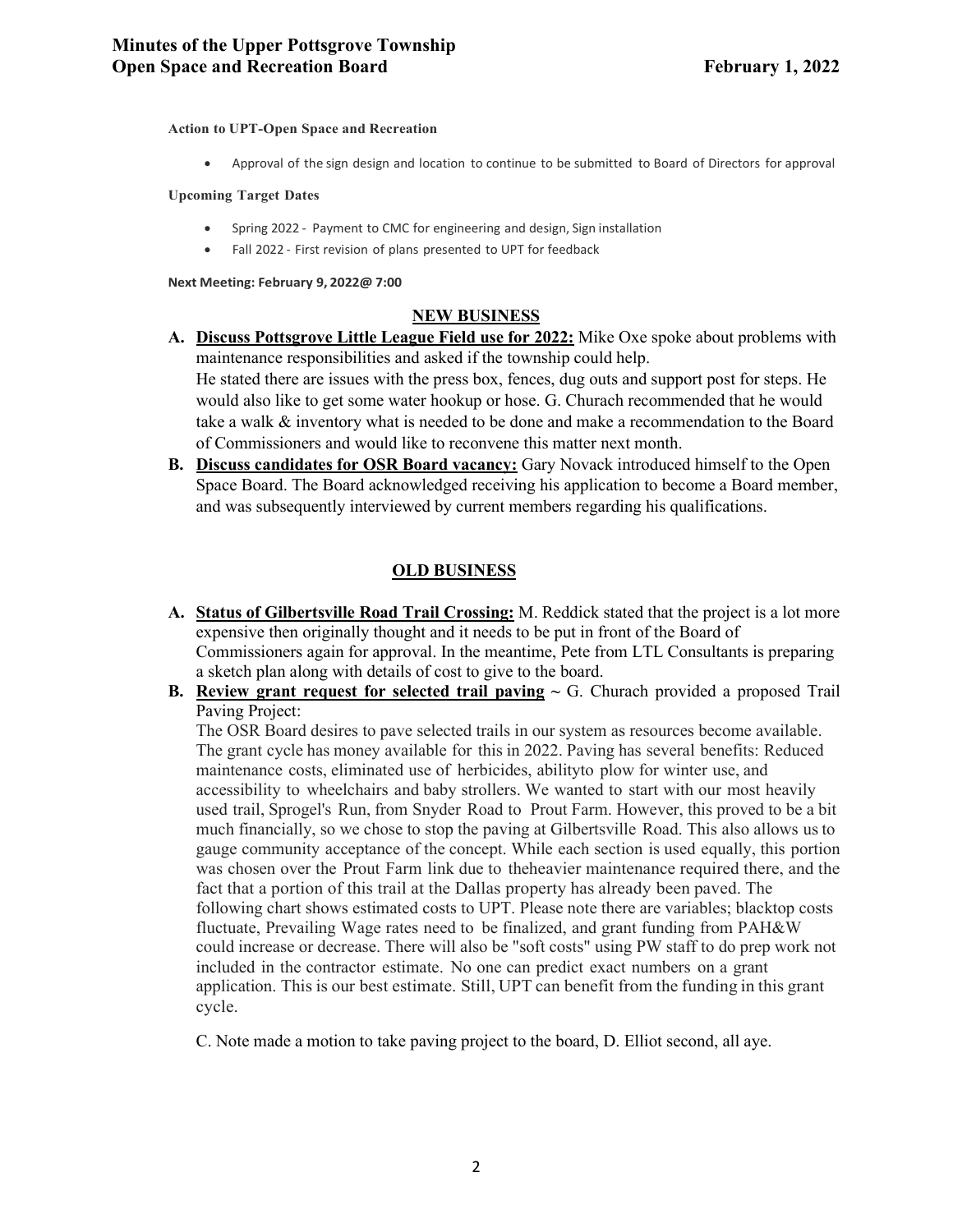**Action to UPT-Open Space and Recreation**

- Approval of the sign design and location to continue to be submitted to Board of Directors for approval

**Upcoming Target Dates**

- Spring 2022 - Payment to CMC for engineering and design, Sign installation
- Fall 2022 - First revision of plans presented to UPT for feedback

**Next Meeting: February 9, 2022@ 7:00**

## NEW BUSINESS

**A. Discuss Pottsgrove Little League Field use for 2022:** Mike Oxe spoke about problems with maintenance responsibilities and asked if the township could help.
He stated there are issues with the press box, fences, dug outs and support post for steps. He would also like to get some water hookup or hose. G. Churach recommended that he would take a walk & inventory what is needed to be done and make a recommendation to the Board of Commissioners and would like to reconvene this matter next month.

**B. Discuss candidates for OSR Board vacancy:** Gary Novack introduced himself to the Open Space Board. The Board acknowledged receiving his application to become a Board member, and was subsequently interviewed by current members regarding his qualifications.

## OLD BUSINESS

**A. Status of Gilbertsville Road Trail Crossing:** M. Reddick stated that the project is a lot more expensive then originally thought and it needs to be put in front of the Board of Commissioners again for approval. In the meantime, Pete from LTL Consultants is preparing a sketch plan along with details of cost to give to the board.

**B. Review grant request for selected trail paving** ~ G. Churach provided a proposed Trail Paving Project:
The OSR Board desires to pave selected trails in our system as resources become available. The grant cycle has money available for this in 2022. Paving has several benefits: Reduced maintenance costs, eliminated use of herbicides, abilityto plow for winter use, and accessibility to wheelchairs and baby strollers. We wanted to start with our most heavily used trail, Sprogel's Run, from Snyder Road to Prout Farm. However, this proved to be a bit much financially, so we chose to stop the paving at Gilbertsville Road. This also allows us to gauge community acceptance of the concept. While each section is used equally, this portion was chosen over the Prout Farm link due to theheavier maintenance required there, and the fact that a portion of this trail at the Dallas property has already been paved. The following chart shows estimated costs to UPT. Please note there are variables; blacktop costs fluctuate, Prevailing Wage rates need to be finalized, and grant funding from PAH&W could increase or decrease. There will also be "soft costs" using PW staff to do prep work not included in the contractor estimate. No one can predict exact numbers on a grant application. This is our best estimate. Still, UPT can benefit from the funding in this grant cycle.

C. Note made a motion to take paving project to the board, D. Elliot second, all aye.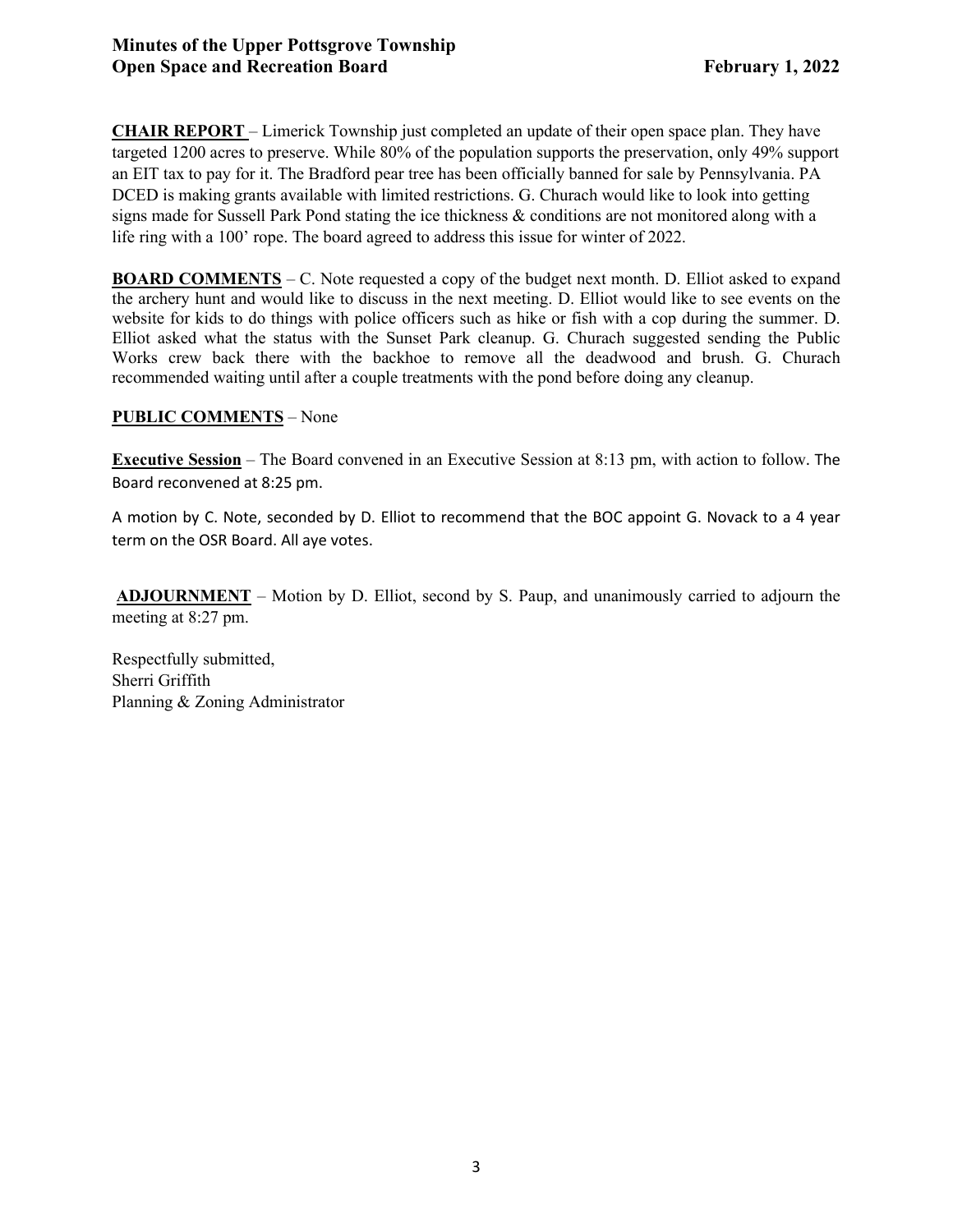**CHAIR REPORT** – Limerick Township just completed an update of their open space plan. They have targeted 1200 acres to preserve. While 80% of the population supports the preservation, only 49% support an EIT tax to pay for it. The Bradford pear tree has been officially banned for sale by Pennsylvania. PA DCED is making grants available with limited restrictions. G. Churach would like to look into getting signs made for Sussell Park Pond stating the ice thickness & conditions are not monitored along with a life ring with a 100' rope. The board agreed to address this issue for winter of 2022.

**BOARD COMMENTS** – C. Note requested a copy of the budget next month. D. Elliot asked to expand the archery hunt and would like to discuss in the next meeting. D. Elliot would like to see events on the website for kids to do things with police officers such as hike or fish with a cop during the summer. D. Elliot asked what the status with the Sunset Park cleanup. G. Church suggested sending the Public Works crew back there with the backhoe to remove all the deadwood and brush. G. Churach recommended waiting until after a couple treatments with the pond before doing any cleanup.

**PUBLIC COMMENTS** – None

**Executive Session** – The Board convened in an Executive Session at 8:13 pm, with action to follow. The Board reconvened at 8:25 pm.

A motion by C. Note, seconded by D. Elliot to recommend that the BOC appoint G. Novack to a 4 year term on the OSR Board. All aye votes.

**ADJOURNMENT** – Motion by D. Elliot, second by S. Paup, and unanimously carried to adjourn the meeting at 8:27 pm.

Respectfully submitted,
Sherri Griffith
Planning & Zoning Administrator